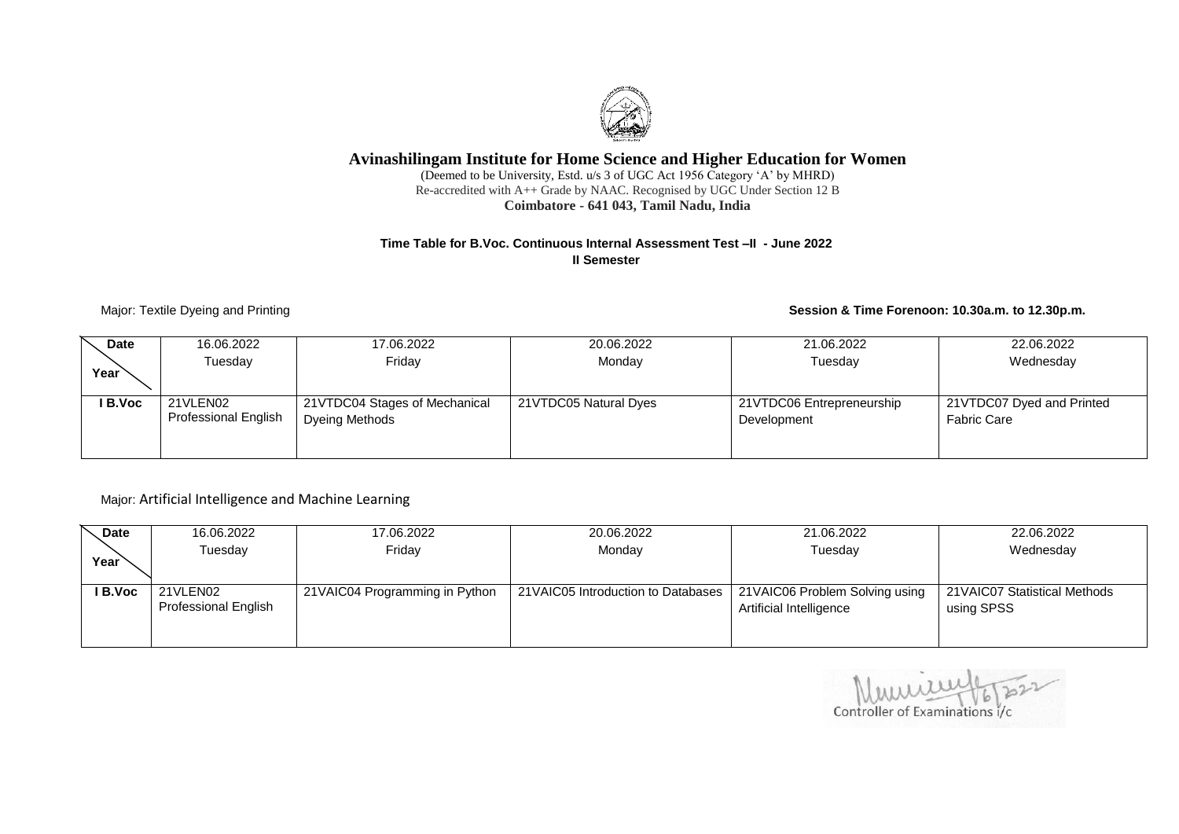# Avinashilingam Institute for Home Science and Higher Education for Women

(Deemed to be University, Estd. u/s 3 of UGC Act 1956 Category 'A' by MHRD)
Re-accredited with A++ Grade by NAAC. Recognised by UGC Under Section 12 B
**Coimbatore - 641 043, Tamil Nadu, India**

**Time Table for B.Voc. Continuous Internal Assessment Test –II - June 2022**
**II Semester**

Major: Textile Dyeing and Printing

**Session & Time Forenoon: 10.30a.m. to 12.30p.m.**

| Date / Year | 16.06.2022 Tuesday | 17.06.2022 Friday | 20.06.2022 Monday | 21.06.2022 Tuesday | 22.06.2022 Wednesday |
|---|---|---|---|---|---|
| **I B.Voc** | 21VLEN02 Professional English | 21VTDC04 Stages of Mechanical Dyeing Methods | 21VTDC05 Natural Dyes | 21VTDC06 Entrepreneurship Development | 21VTDC07 Dyed and Printed Fabric Care |

Major: Artificial Intelligence and Machine Learning

| Date / Year | 16.06.2022 Tuesday | 17.06.2022 Friday | 20.06.2022 Monday | 21.06.2022 Tuesday | 22.06.2022 Wednesday |
|---|---|---|---|---|---|
| **I B.Voc** | 21VLEN02 Professional English | 21VAIC04 Programming in Python | 21VAIC05 Introduction to Databases | 21VAIC06 Problem Solving using Artificial Intelligence | 21VAIC07 Statistical Methods using SPSS |

1/6/2022

Controller of Examinations i/c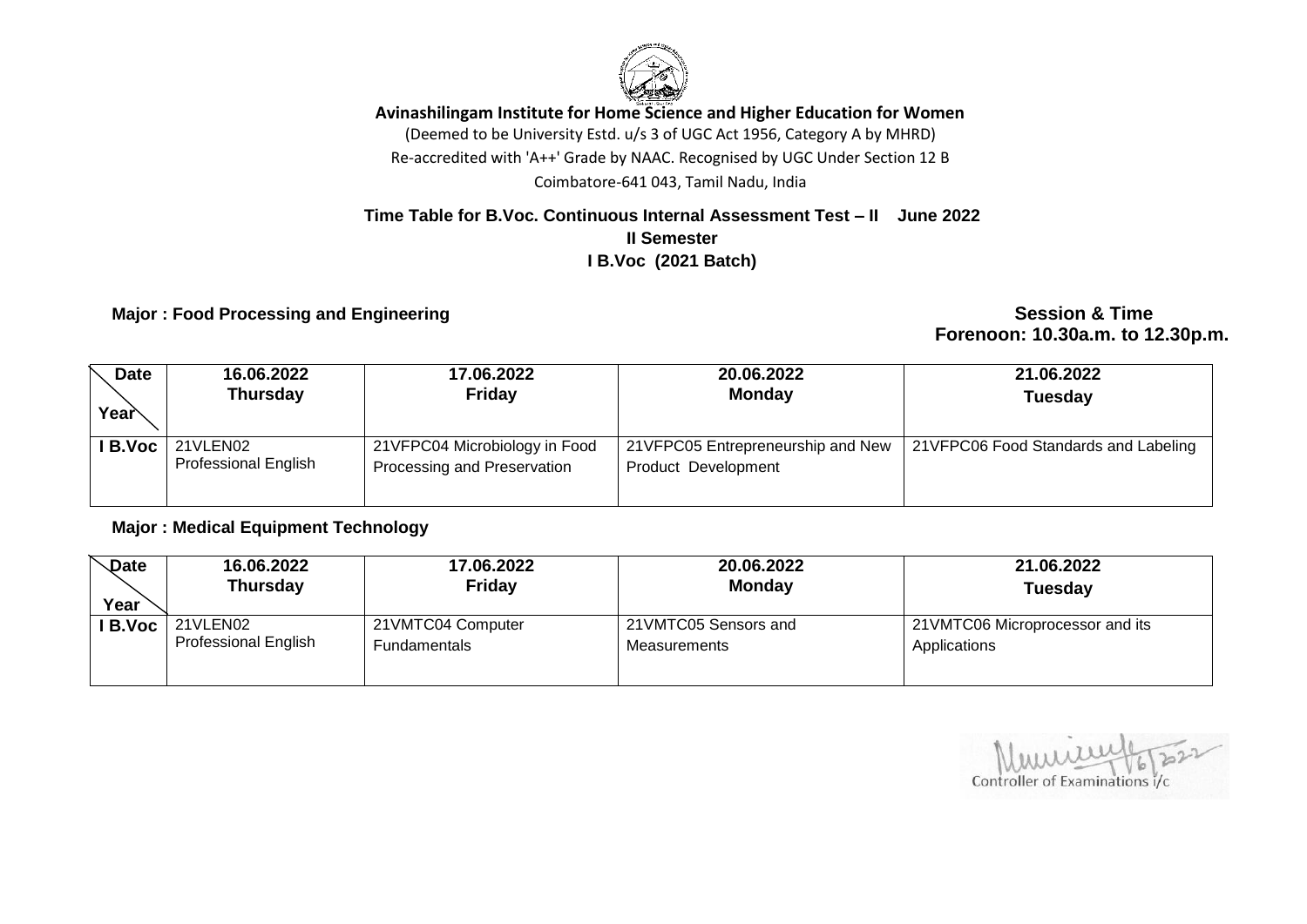**Avinashilingam Institute for Home Science and Higher Education for Women**

(Deemed to be University Estd. u/s 3 of UGC Act 1956, Category A by MHRD)

Re-accredited with 'A++' Grade by NAAC. Recognised by UGC Under Section 12 B

Coimbatore-641 043, Tamil Nadu, India

**Time Table for B.Voc. Continuous Internal Assessment Test – II June 2022**

**II Semester**

**I B.Voc (2021 Batch)**

**Major : Food Processing and Engineering**

**Session & Time**
**Forenoon: 10.30a.m. to 12.30p.m.**

| Date / Year | 16.06.2022 Thursday | 17.06.2022 Friday | 20.06.2022 Monday | 21.06.2022 Tuesday |
|---|---|---|---|---|
| I B.Voc | 21VLEN02 Professional English | 21VFPC04 Microbiology in Food Processing and Preservation | 21VFPC05 Entrepreneurship and New Product Development | 21VFPC06 Food Standards and Labeling |

**Major : Medical Equipment Technology**

| Date / Year | 16.06.2022 Thursday | 17.06.2022 Friday | 20.06.2022 Monday | 21.06.2022 Tuesday |
|---|---|---|---|---|
| I B.Voc | 21VLEN02 Professional English | 21VMTC04 Computer Fundamentals | 21VMTC05 Sensors and Measurements | 21VMTC06 Microprocessor and its Applications |

Controller of Examinations i/c